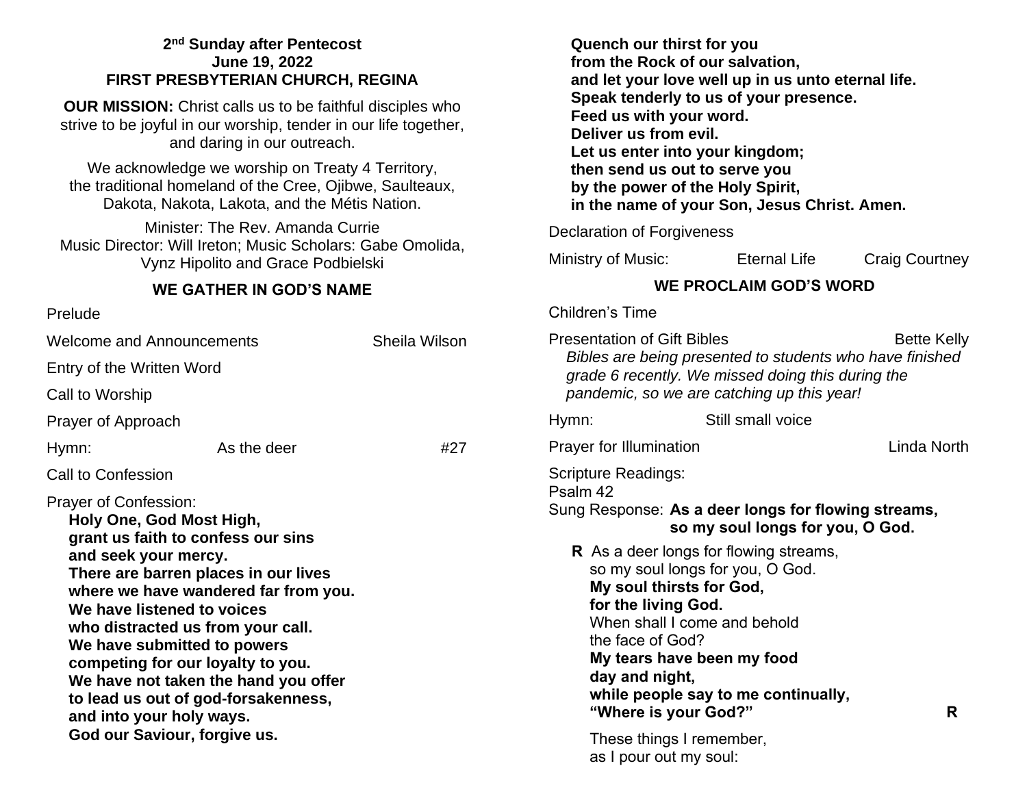**2nd Sunday after Pentecost**
**June 19, 2022**
**FIRST PRESBYTERIAN CHURCH, REGINA**

**OUR MISSION:** Christ calls us to be faithful disciples who strive to be joyful in our worship, tender in our life together, and daring in our outreach.

We acknowledge we worship on Treaty 4 Territory, the traditional homeland of the Cree, Ojibwe, Saulteaux, Dakota, Nakota, Lakota, and the Métis Nation.

Minister: The Rev. Amanda Currie
Music Director: Will Ireton; Music Scholars: Gabe Omolida, Vynz Hipolito and Grace Podbielski

## WE GATHER IN GOD'S NAME

Prelude

Welcome and Announcements — Sheila Wilson

Entry of the Written Word

Call to Worship

Prayer of Approach

Hymn: As the deer #27

Call to Confession

Prayer of Confession:

**Holy One, God Most High,**
**grant us faith to confess our sins**
**and seek your mercy.**
**There are barren places in our lives**
**where we have wandered far from you.**
**We have listened to voices**
**who distracted us from your call.**
**We have submitted to powers**
**competing for our loyalty to you.**
**We have not taken the hand you offer**
**to lead us out of god-forsakenness,**
**and into your holy ways.**
**God our Saviour, forgive us.**
**Quench our thirst for you**
**from the Rock of our salvation,**
**and let your love well up in us unto eternal life.**
**Speak tenderly to us of your presence.**
**Feed us with your word.**
**Deliver us from evil.**
**Let us enter into your kingdom;**
**then send us out to serve you**
**by the power of the Holy Spirit,**
**in the name of your Son, Jesus Christ. Amen.**

Declaration of Forgiveness

Ministry of Music: Eternal Life — Craig Courtney

## WE PROCLAIM GOD'S WORD

Children's Time

Presentation of Gift Bibles — Bette Kelly

*Bibles are being presented to students who have finished grade 6 recently. We missed doing this during the pandemic, so we are catching up this year!*

Hymn: Still small voice

Prayer for Illumination — Linda North

Scripture Readings:
Psalm 42
Sung Response: **As a deer longs for flowing streams,**
**so my soul longs for you, O God.**

**R** As a deer longs for flowing streams,
so my soul longs for you, O God.
**My soul thirsts for God,**
**for the living God.**
When shall I come and behold
the face of God?
**My tears have been my food**
**day and night,**
**while people say to me continually,**
**"Where is your God?"** **R**

These things I remember,
as I pour out my soul: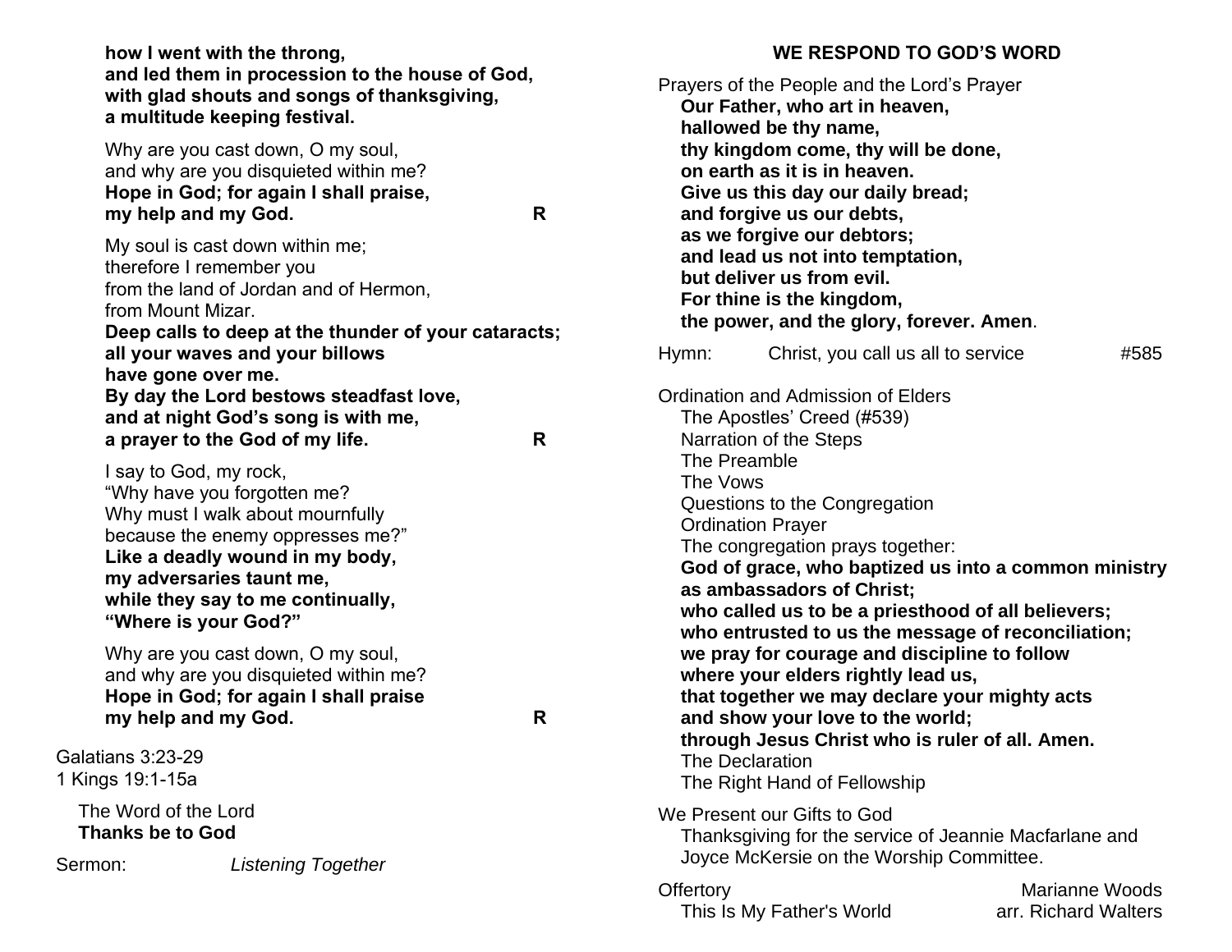**how I went with the throng,**
**and led them in procession to the house of God,**
**with glad shouts and songs of thanksgiving,**
**a multitude keeping festival.**

Why are you cast down, O my soul,
and why are you disquieted within me?
**Hope in God; for again I shall praise,**
**my help and my God.** **R**

My soul is cast down within me;
therefore I remember you
from the land of Jordan and of Hermon,
from Mount Mizar.
**Deep calls to deep at the thunder of your cataracts;**
**all your waves and your billows**
**have gone over me.**
**By day the Lord bestows steadfast love,**
**and at night God's song is with me,**
**a prayer to the God of my life.** **R**

I say to God, my rock,
"Why have you forgotten me?
Why must I walk about mournfully
because the enemy oppresses me?"
**Like a deadly wound in my body,**
**my adversaries taunt me,**
**while they say to me continually,**
**"Where is your God?"**

Why are you cast down, O my soul,
and why are you disquieted within me?
**Hope in God; for again I shall praise**
**my help and my God.** **R**

Galatians 3:23-29
1 Kings 19:1-15a

The Word of the Lord
**Thanks be to God**

Sermon: *Listening Together*

## WE RESPOND TO GOD'S WORD

Prayers of the People and the Lord's Prayer
**Our Father, who art in heaven,**
**hallowed be thy name,**
**thy kingdom come, thy will be done,**
**on earth as it is in heaven.**
**Give us this day our daily bread;**
**and forgive us our debts,**
**as we forgive our debtors;**
**and lead us not into temptation,**
**but deliver us from evil.**
**For thine is the kingdom,**
**the power, and the glory, forever. Amen**.

Hymn: Christ, you call us all to service #585

Ordination and Admission of Elders
The Apostles' Creed (#539)
Narration of the Steps
The Preamble
The Vows
Questions to the Congregation
Ordination Prayer
The congregation prays together:
**God of grace, who baptized us into a common ministry**
**as ambassadors of Christ;**
**who called us to be a priesthood of all believers;**
**who entrusted to us the message of reconciliation;**
**we pray for courage and discipline to follow**
**where your elders rightly lead us,**
**that together we may declare your mighty acts**
**and show your love to the world;**
**through Jesus Christ who is ruler of all. Amen.**
The Declaration
The Right Hand of Fellowship

We Present our Gifts to God
Thanksgiving for the service of Jeannie Macfarlane and Joyce McKersie on the Worship Committee.

Offertory — Marianne Woods
This Is My Father's World — arr. Richard Walters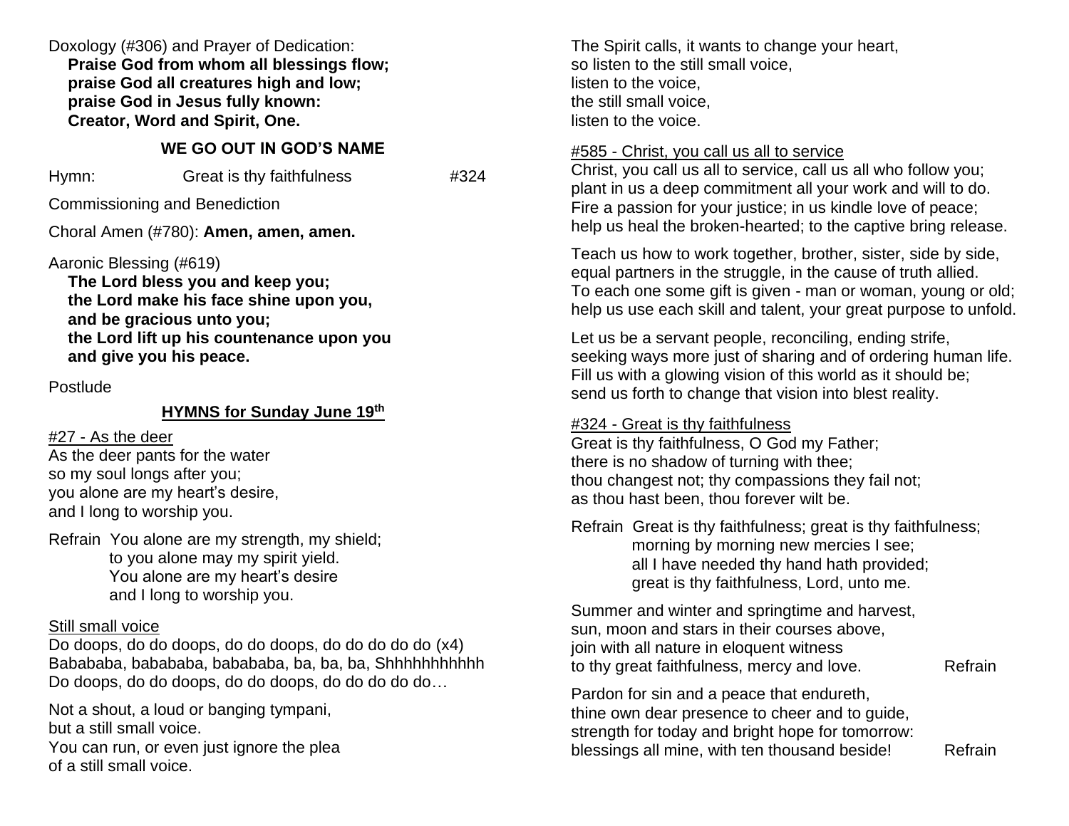Doxology (#306) and Prayer of Dedication:

**Praise God from whom all blessings flow;**
**praise God all creatures high and low;**
**praise God in Jesus fully known:**
**Creator, Word and Spirit, One.**

**WE GO OUT IN GOD'S NAME**

Hymn: Great is thy faithfulness #324

Commissioning and Benediction

Choral Amen (#780): **Amen, amen, amen.**

Aaronic Blessing (#619)

**The Lord bless you and keep you;**
**the Lord make his face shine upon you,**
**and be gracious unto you;**
**the Lord lift up his countenance upon you**
**and give you his peace.**

Postlude

## HYMNS for Sunday June 19th

#27 - As the deer

As the deer pants for the water
so my soul longs after you;
you alone are my heart's desire,
and I long to worship you.

Refrain You alone are my strength, my shield;
to you alone may my spirit yield.
You alone are my heart's desire
and I long to worship you.

Still small voice

Do doops, do do doops, do do doops, do do do do do (x4)
Babababa, babababa, babababa, ba, ba, ba, Shhhhhhhhhhh
Do doops, do do doops, do do doops, do do do do do…

Not a shout, a loud or banging tympani,
but a still small voice.
You can run, or even just ignore the plea
of a still small voice.

The Spirit calls, it wants to change your heart,
so listen to the still small voice,
listen to the voice,
the still small voice,
listen to the voice.

#585 - Christ, you call us all to service

Christ, you call us all to service, call us all who follow you;
plant in us a deep commitment all your work and will to do.
Fire a passion for your justice; in us kindle love of peace;
help us heal the broken-hearted; to the captive bring release.

Teach us how to work together, brother, sister, side by side,
equal partners in the struggle, in the cause of truth allied.
To each one some gift is given - man or woman, young or old;
help us use each skill and talent, your great purpose to unfold.

Let us be a servant people, reconciling, ending strife,
seeking ways more just of sharing and of ordering human life.
Fill us with a glowing vision of this world as it should be;
send us forth to change that vision into blest reality.

#324 - Great is thy faithfulness

Great is thy faithfulness, O God my Father;
there is no shadow of turning with thee;
thou changest not; thy compassions they fail not;
as thou hast been, thou forever wilt be.

Refrain Great is thy faithfulness; great is thy faithfulness;
morning by morning new mercies I see;
all I have needed thy hand hath provided;
great is thy faithfulness, Lord, unto me.

Summer and winter and springtime and harvest,
sun, moon and stars in their courses above,
join with all nature in eloquent witness
to thy great faithfulness, mercy and love. Refrain

Pardon for sin and a peace that endureth,
thine own dear presence to cheer and to guide,
strength for today and bright hope for tomorrow:
blessings all mine, with ten thousand beside! Refrain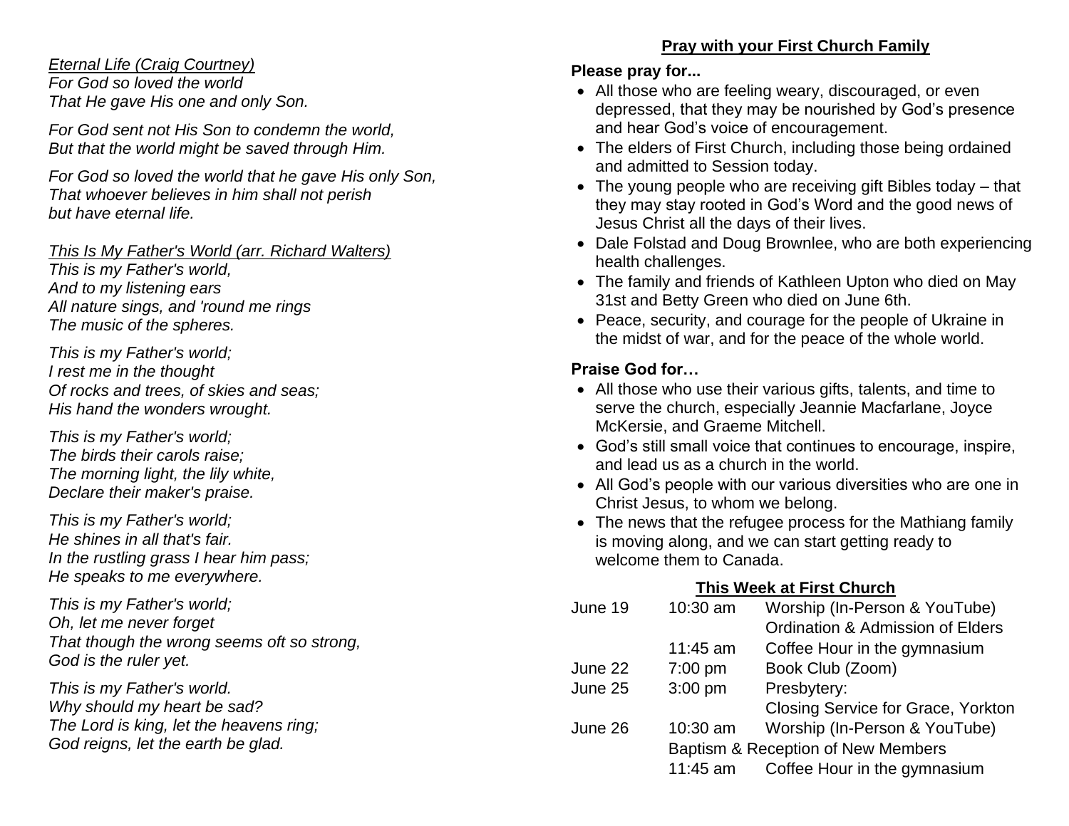*Eternal Life (Craig Courtney)*
*For God so loved the world*
*That He gave His one and only Son.*

*For God sent not His Son to condemn the world,*
*But that the world might be saved through Him.*

*For God so loved the world that he gave His only Son,*
*That whoever believes in him shall not perish*
*but have eternal life.*

*This Is My Father's World (arr. Richard Walters)*
*This is my Father's world,*
*And to my listening ears*
*All nature sings, and 'round me rings*
*The music of the spheres.*

*This is my Father's world;*
*I rest me in the thought*
*Of rocks and trees, of skies and seas;*
*His hand the wonders wrought.*

*This is my Father's world;*
*The birds their carols raise;*
*The morning light, the lily white,*
*Declare their maker's praise.*

*This is my Father's world;*
*He shines in all that's fair.*
*In the rustling grass I hear him pass;*
*He speaks to me everywhere.*

*This is my Father's world;*
*Oh, let me never forget*
*That though the wrong seems oft so strong,*
*God is the ruler yet.*

*This is my Father's world.*
*Why should my heart be sad?*
*The Lord is king, let the heavens ring;*
*God reigns, let the earth be glad.*

## Pray with your First Church Family

**Please pray for...**

- All those who are feeling weary, discouraged, or even depressed, that they may be nourished by God's presence and hear God's voice of encouragement.
- The elders of First Church, including those being ordained and admitted to Session today.
- The young people who are receiving gift Bibles today – that they may stay rooted in God's Word and the good news of Jesus Christ all the days of their lives.
- Dale Folstad and Doug Brownlee, who are both experiencing health challenges.
- The family and friends of Kathleen Upton who died on May 31st and Betty Green who died on June 6th.
- Peace, security, and courage for the people of Ukraine in the midst of war, and for the peace of the whole world.

**Praise God for…**

- All those who use their various gifts, talents, and time to serve the church, especially Jeannie Macfarlane, Joyce McKersie, and Graeme Mitchell.
- God's still small voice that continues to encourage, inspire, and lead us as a church in the world.
- All God's people with our various diversities who are one in Christ Jesus, to whom we belong.
- The news that the refugee process for the Mathiang family is moving along, and we can start getting ready to welcome them to Canada.

## This Week at First Church

| | | |
|---|---|---|
| June 19 | 10:30 am | Worship (In-Person & YouTube) Ordination & Admission of Elders |
| | 11:45 am | Coffee Hour in the gymnasium |
| June 22 | 7:00 pm | Book Club (Zoom) |
| June 25 | 3:00 pm | Presbytery: Closing Service for Grace, Yorkton |
| June 26 | 10:30 am | Worship (In-Person & YouTube) |
| | Baptism & Reception of New Members | |
| | 11:45 am | Coffee Hour in the gymnasium |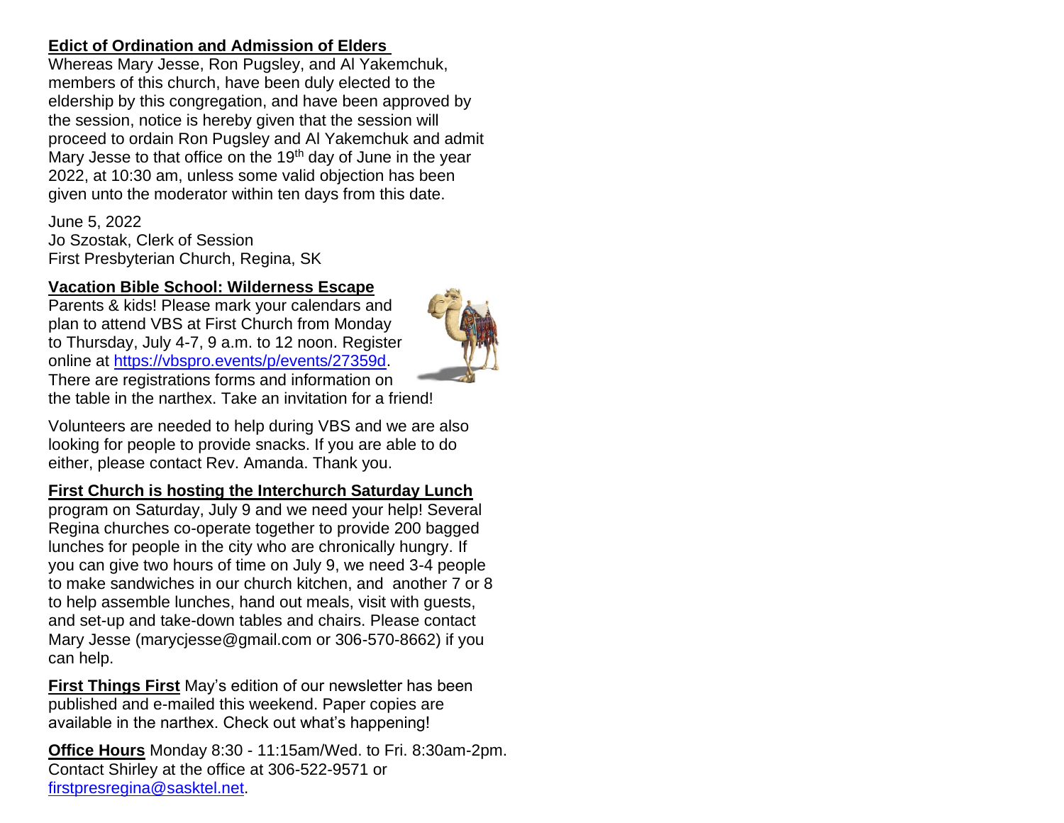**Edict of Ordination and Admission of Elders**

Whereas Mary Jesse, Ron Pugsley, and Al Yakemchuk, members of this church, have been duly elected to the eldership by this congregation, and have been approved by the session, notice is hereby given that the session will proceed to ordain Ron Pugsley and Al Yakemchuk and admit Mary Jesse to that office on the 19th day of June in the year 2022, at 10:30 am, unless some valid objection has been given unto the moderator within ten days from this date.

June 5, 2022
Jo Szostak, Clerk of Session
First Presbyterian Church, Regina, SK

**Vacation Bible School: Wilderness Escape**

Parents & kids! Please mark your calendars and plan to attend VBS at First Church from Monday to Thursday, July 4-7, 9 a.m. to 12 noon. Register online at https://vbspro.events/p/events/27359d. There are registrations forms and information on the table in the narthex. Take an invitation for a friend!

Volunteers are needed to help during VBS and we are also looking for people to provide snacks. If you are able to do either, please contact Rev. Amanda. Thank you.

**First Church is hosting the Interchurch Saturday Lunch** program on Saturday, July 9 and we need your help! Several Regina churches co-operate together to provide 200 bagged lunches for people in the city who are chronically hungry. If you can give two hours of time on July 9, we need 3-4 people to make sandwiches in our church kitchen, and another 7 or 8 to help assemble lunches, hand out meals, visit with guests, and set-up and take-down tables and chairs. Please contact Mary Jesse (marycjesse@gmail.com or 306-570-8662) if you can help.

**First Things First** May's edition of our newsletter has been published and e-mailed this weekend. Paper copies are available in the narthex. Check out what's happening!

**Office Hours** Monday 8:30 - 11:15am/Wed. to Fri. 8:30am-2pm. Contact Shirley at the office at 306-522-9571 or firstpresregina@sasktel.net.